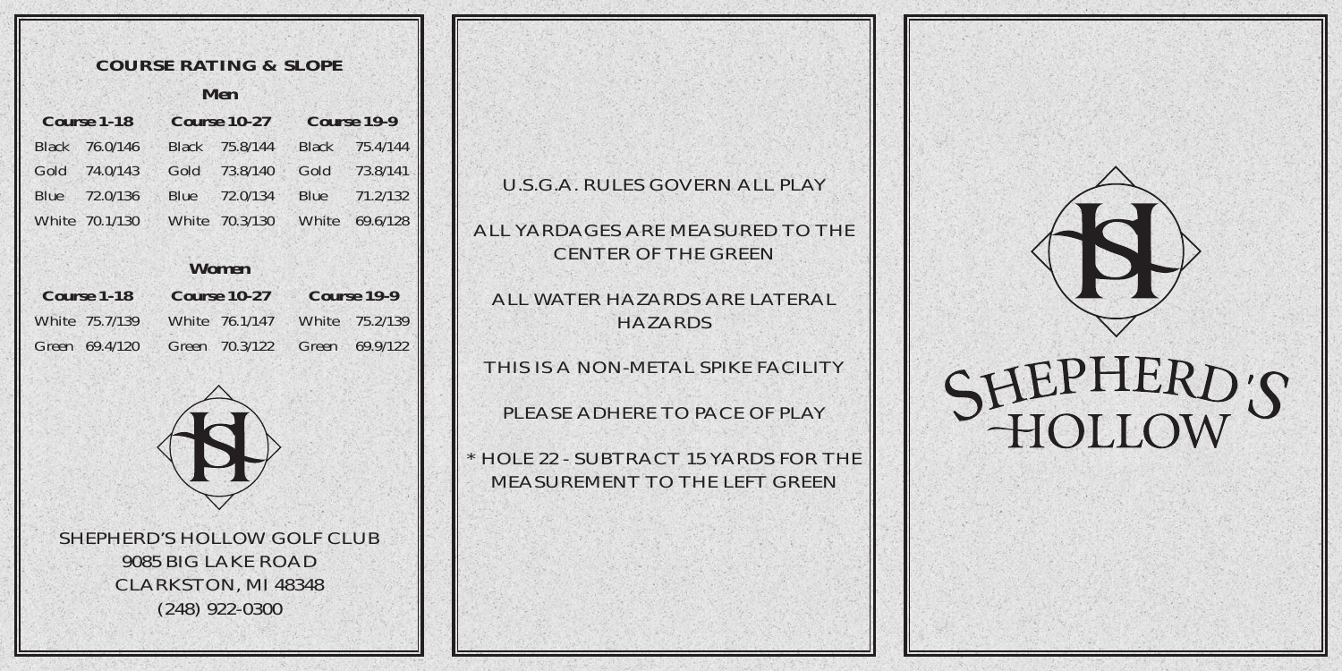## COURSE RATING & SLOPE

### Men

| Course 1-18 | | Course 10-27 | | Course 19-9 | |
|---|---|---|---|---|---|
| Black | 76.0/146 | Black | 75.8/144 | Black | 75.4/144 |
| Gold | 74.0/143 | Gold | 73.8/140 | Gold | 73.8/141 |
| Blue | 72.0/136 | Blue | 72.0/134 | Blue | 71.2/132 |
| White | 70.1/130 | White | 70.3/130 | White | 69.6/128 |

### Women

| Course 1-18 | | Course 10-27 | | Course 19-9 | |
|---|---|---|---|---|---|
| White | 75.7/139 | White | 76.1/147 | White | 75.2/139 |
| Green | 69.4/120 | Green | 70.3/122 | Green | 69.9/122 |

SHEPHERD'S HOLLOW GOLF CLUB
9085 BIG LAKE ROAD
CLARKSTON, MI 48348
(248) 922-0300

U.S.G.A. RULES GOVERN ALL PLAY

ALL YARDAGES ARE MEASURED TO THE CENTER OF THE GREEN

ALL WATER HAZARDS ARE LATERAL HAZARDS

THIS IS A NON-METAL SPIKE FACILITY

PLEASE ADHERE TO PACE OF PLAY

* HOLE 22 - SUBTRACT 15 YARDS FOR THE MEASUREMENT TO THE LEFT GREEN

# SHEPHERD'S HOLLOW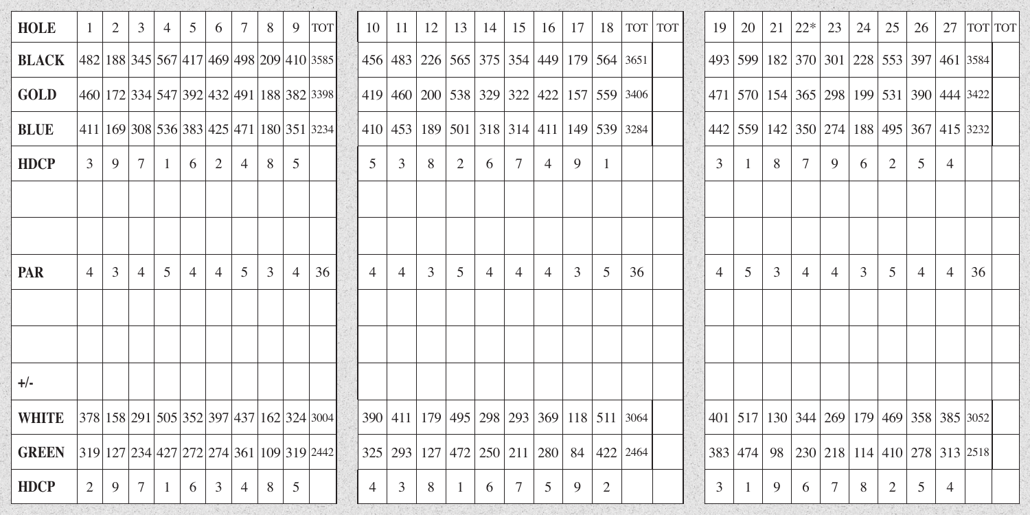| HOLE | 1 | 2 | 3 | 4 | 5 | 6 | 7 | 8 | 9 | TOT |
|---|---|---|---|---|---|---|---|---|---|---|
| **BLACK** | 482 | 188 | 345 | 567 | 417 | 469 | 498 | 209 | 410 | 3585 |
| **GOLD** | 460 | 172 | 334 | 547 | 392 | 432 | 491 | 188 | 382 | 3398 |
| **BLUE** | 411 | 169 | 308 | 536 | 383 | 425 | 471 | 180 | 351 | 3234 |
| **HDCP** | 3 | 9 | 7 | 1 | 6 | 2 | 4 | 8 | 5 | |
| | | | | | | | | | | |
| | | | | | | | | | | |
| **PAR** | 4 | 3 | 4 | 5 | 4 | 4 | 5 | 3 | 4 | 36 |
| | | | | | | | | | | |
| | | | | | | | | | | |
| **+/-** | | | | | | | | | | |
| **WHITE** | 378 | 158 | 291 | 505 | 352 | 397 | 437 | 162 | 324 | 3004 |
| **GREEN** | 319 | 127 | 234 | 427 | 272 | 274 | 361 | 109 | 319 | 2442 |
| **HDCP** | 2 | 9 | 7 | 1 | 6 | 3 | 4 | 8 | 5 | |

| 10 | 11 | 12 | 13 | 14 | 15 | 16 | 17 | 18 | TOT | TOT |
|---|---|---|---|---|---|---|---|---|---|---|
| 456 | 483 | 226 | 565 | 375 | 354 | 449 | 179 | 564 | 3651 | |
| 419 | 460 | 200 | 538 | 329 | 322 | 422 | 157 | 559 | 3406 | |
| 410 | 453 | 189 | 501 | 318 | 314 | 411 | 149 | 539 | 3284 | |
| 5 | 3 | 8 | 2 | 6 | 7 | 4 | 9 | 1 | | |
| | | | | | | | | | | |
| | | | | | | | | | | |
| 4 | 4 | 3 | 5 | 4 | 4 | 4 | 3 | 5 | 36 | |
| | | | | | | | | | | |
| | | | | | | | | | | |
| | | | | | | | | | | |
| 390 | 411 | 179 | 495 | 298 | 293 | 369 | 118 | 511 | 3064 | |
| 325 | 293 | 127 | 472 | 250 | 211 | 280 | 84 | 422 | 2464 | |
| 4 | 3 | 8 | 1 | 6 | 7 | 5 | 9 | 2 | | |

| 19 | 20 | 21 | 22* | 23 | 24 | 25 | 26 | 27 | TOT | TOT |
|---|---|---|---|---|---|---|---|---|---|---|
| 493 | 599 | 182 | 370 | 301 | 228 | 553 | 397 | 461 | 3584 | |
| 471 | 570 | 154 | 365 | 298 | 199 | 531 | 390 | 444 | 3422 | |
| 442 | 559 | 142 | 350 | 274 | 188 | 495 | 367 | 415 | 3232 | |
| 3 | 1 | 8 | 7 | 9 | 6 | 2 | 5 | 4 | | |
| | | | | | | | | | | |
| | | | | | | | | | | |
| 4 | 5 | 3 | 4 | 4 | 3 | 5 | 4 | 4 | 36 | |
| | | | | | | | | | | |
| | | | | | | | | | | |
| | | | | | | | | | | |
| 401 | 517 | 130 | 344 | 269 | 179 | 469 | 358 | 385 | 3052 | |
| 383 | 474 | 98 | 230 | 218 | 114 | 410 | 278 | 313 | 2518 | |
| 3 | 1 | 9 | 6 | 7 | 8 | 2 | 5 | 4 | | |